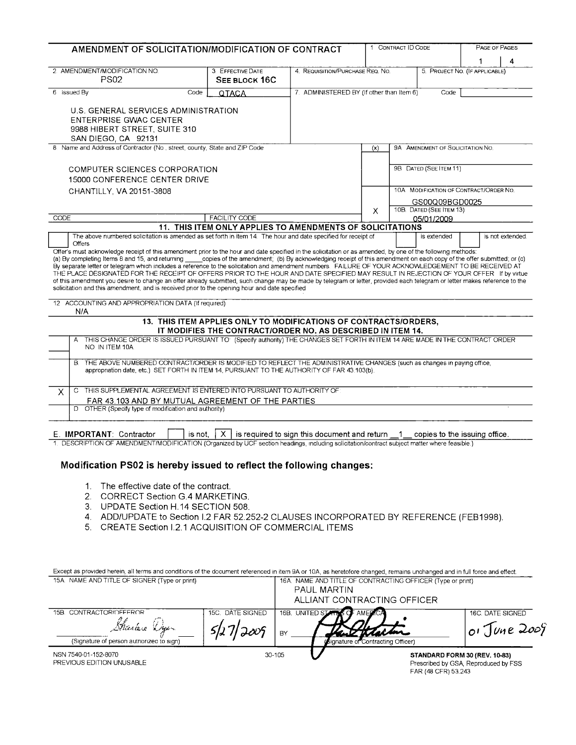# AMENDMENT OF SOLICITATION/MODIFICATION OF CONTRACT

| 1. CONTRACT ID CODE | PAGE OF PAGES |
|---|---|
| | 1 / 4 |

| 2. AMENDMENT/MODIFICATION NO. | 3. EFFECTIVE DATE | 4. REQUISITION/PURCHASE REQ. NO. | 5. PROJECT NO. (IF APPLICABLE) |
|---|---|---|---|
| PS02 | SEE BLOCK 16C | | |

**6. ISSUED BY** Code: QTACA

U.S. GENERAL SERVICES ADMINISTRATION
ENTERPRISE GWAC CENTER
9988 HIBERT STREET, SUITE 310
SAN DIEGO, CA 92131

**7. ADMINISTERED BY** (If other than Item 6) Code:

**8. Name and Address of Contractor** (No., street, county, State and ZIP Code)

COMPUTER SCIENCES CORPORATION
15000 CONFERENCE CENTER DRIVE
CHANTILLY, VA 20151-3808

CODE | FACILITY CODE

| (x) | |
|---|---|
| | 9A. AMENDMENT OF SOLICITATION NO. |
| | 9B. DATED (SEE ITEM 11) |
| X | 10A. MODIFICATION OF CONTRACT/ORDER NO. GS00Q09BGD0025 |
| | 10B. DATED (SEE ITEM 13) 05/01/2009 |

## 11. THIS ITEM ONLY APPLIES TO AMENDMENTS OF SOLICITATIONS

[ ] The above numbered solicitation is amended as set forth in item 14. The hour and date specified for receipt of Offers [ ] is extended [ ] is not extended.

Offer's must acknowledge receipt of this amendment prior to the hour and date specified in the solicitation or as amended, by one of the following methods: (a) By completing Items 8 and 15, and returning _____copies of the amendment; (b) By acknowledging receipt of this amendment on each copy of the offer submitted; or (c) By separate letter or telegram which includes a reference to the solicitation and amendment numbers. FAILURE OF YOUR ACKNOWLEDGEMENT TO BE RECEIVED AT THE PLACE DESIGNATED FOR THE RECEIPT OF OFFERS PRIOR TO THE HOUR AND DATE SPECIFIED MAY RESULT IN REJECTION OF YOUR OFFER. If by virtue of this amendment you desire to change an offer already submitted, such change may be made by telegram or letter, provided each telegram or letter makes reference to the solicitation and this amendment, and is received prior to the opening hour and date specified.

**12. ACCOUNTING AND APPROPRIATION DATA** (If required)
N/A

## 13. THIS ITEM APPLIES ONLY TO MODIFICATIONS OF CONTRACTS/ORDERS, IT MODIFIES THE CONTRACT/ORDER NO. AS DESCRIBED IN ITEM 14.

| | |
|---|---|
| | A. THIS CHANGE ORDER IS ISSUED PURSUANT TO: (Specify authority) THE CHANGES SET FORTH IN ITEM 14 ARE MADE IN THE CONTRACT ORDER NO. IN ITEM 10A. |
| | B. THE ABOVE NUMBERED CONTRACT/ORDER IS MODIFIED TO REFLECT THE ADMINISTRATIVE CHANGES (such as changes in paying office, appropriation date, etc.) SET FORTH IN ITEM 14, PURSUANT TO THE AUTHORITY OF FAR 43.103(b). |
| X | C. THIS SUPPLEMENTAL AGREEMENT IS ENTERED INTO PURSUANT TO AUTHORITY OF: FAR 43.103 AND BY MUTUAL AGREEMENT OF THE PARTIES |
| | D. OTHER (Specify type of modification and authority) |

E. **IMPORTANT**: Contractor [ ] is not, [X] is required to sign this document and return __1__ copies to the issuing office.

14. DESCRIPTION OF AMENDMENT/MODIFICATION (Organized by UCF section headings, including solicitation/contract subject matter where feasible.)

### Modification PS02 is hereby issued to reflect the following changes:

1. The effective date of the contract.
2. CORRECT Section G.4 MARKETING.
3. UPDATE Section H.14 SECTION 508.
4. ADD/UPDATE to Section I.2 FAR 52.252-2 CLAUSES INCORPORATED BY REFERENCE (FEB1998).
5. CREATE Section I.2.1 ACQUISITION OF COMMERCIAL ITEMS

Except as provided herein, all terms and conditions of the document referenced in item 9A or 10A, as heretofore changed, remains unchanged and in full force and effect.

| 15A. NAME AND TITLE OF SIGNER (Type or print) | | 16A. NAME AND TITLE OF CONTRACTING OFFICER (Type or print) | |
|---|---|---|---|
| | | PAUL MARTIN<br>ALLIANT CONTRACTING OFFICER | |
| 15B. CONTRACTOR/OFFEROR | 15C. DATE SIGNED | 16B. UNITED STATES OF AMERICA | 16C. DATE SIGNED |
| [signature]<br>(Signature of person authorized to sign) | 5/27/2009 | BY [signature]<br>(Signature of Contracting Officer) | 01 June 2009 |

NSN 7540-01-152-8070
PREVIOUS EDITION UNUSABLE

30-105

STANDARD FORM 30 (REV. 10-83)
Prescribed by GSA, Reproduced by FSS
FAR (48 CFR) 53.243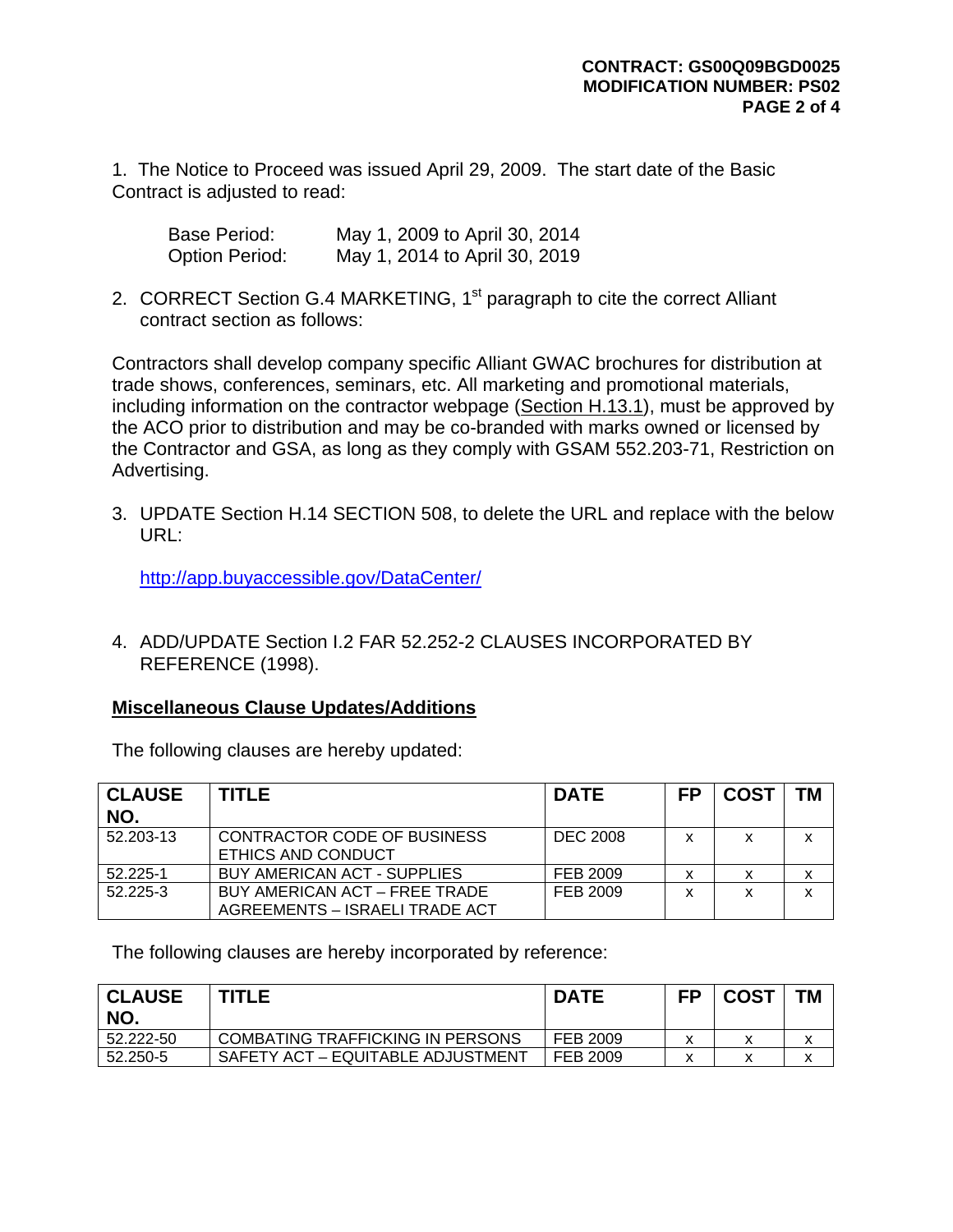1. The Notice to Proceed was issued April 29, 2009. The start date of the Basic Contract is adjusted to read:

   Base Period: May 1, 2009 to April 30, 2014
   Option Period: May 1, 2014 to April 30, 2019

2. CORRECT Section G.4 MARKETING, 1st paragraph to cite the correct Alliant contract section as follows:

Contractors shall develop company specific Alliant GWAC brochures for distribution at trade shows, conferences, seminars, etc. All marketing and promotional materials, including information on the contractor webpage (Section H.13.1), must be approved by the ACO prior to distribution and may be co-branded with marks owned or licensed by the Contractor and GSA, as long as they comply with GSAM 552.203-71, Restriction on Advertising.

3. UPDATE Section H.14 SECTION 508, to delete the URL and replace with the below URL:

   http://app.buyaccessible.gov/DataCenter/

4. ADD/UPDATE Section I.2 FAR 52.252-2 CLAUSES INCORPORATED BY REFERENCE (1998).

**Miscellaneous Clause Updates/Additions**

The following clauses are hereby updated:

| CLAUSE NO. | TITLE | DATE | FP | COST | TM |
|---|---|---|---|---|---|
| 52.203-13 | CONTRACTOR CODE OF BUSINESS ETHICS AND CONDUCT | DEC 2008 | x | x | x |
| 52.225-1 | BUY AMERICAN ACT - SUPPLIES | FEB 2009 | x | x | x |
| 52.225-3 | BUY AMERICAN ACT – FREE TRADE AGREEMENTS – ISRAELI TRADE ACT | FEB 2009 | x | x | x |

The following clauses are hereby incorporated by reference:

| CLAUSE NO. | TITLE | DATE | FP | COST | TM |
|---|---|---|---|---|---|
| 52.222-50 | COMBATING TRAFFICKING IN PERSONS | FEB 2009 | x | x | x |
| 52.250-5 | SAFETY ACT – EQUITABLE ADJUSTMENT | FEB 2009 | x | x | x |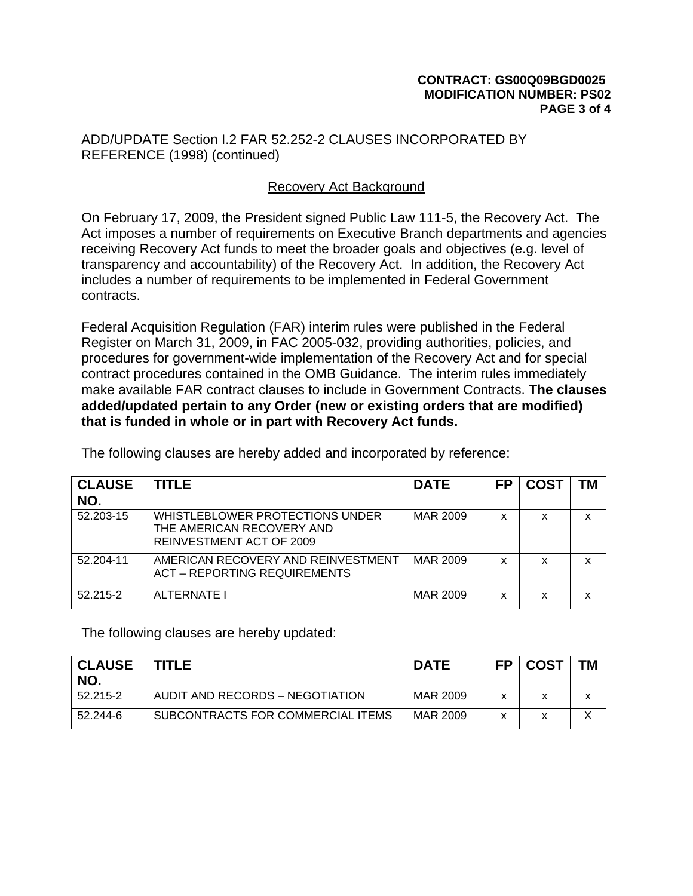ADD/UPDATE Section I.2 FAR 52.252-2 CLAUSES INCORPORATED BY REFERENCE (1998) (continued)

## Recovery Act Background

On February 17, 2009, the President signed Public Law 111-5, the Recovery Act. The Act imposes a number of requirements on Executive Branch departments and agencies receiving Recovery Act funds to meet the broader goals and objectives (e.g. level of transparency and accountability) of the Recovery Act. In addition, the Recovery Act includes a number of requirements to be implemented in Federal Government contracts.

Federal Acquisition Regulation (FAR) interim rules were published in the Federal Register on March 31, 2009, in FAC 2005-032, providing authorities, policies, and procedures for government-wide implementation of the Recovery Act and for special contract procedures contained in the OMB Guidance. The interim rules immediately make available FAR contract clauses to include in Government Contracts. **The clauses added/updated pertain to any Order (new or existing orders that are modified) that is funded in whole or in part with Recovery Act funds.**

The following clauses are hereby added and incorporated by reference:

| CLAUSE NO. | TITLE | DATE | FP | COST | TM |
|---|---|---|---|---|---|
| 52.203-15 | WHISTLEBLOWER PROTECTIONS UNDER THE AMERICAN RECOVERY AND REINVESTMENT ACT OF 2009 | MAR 2009 | x | x | x |
| 52.204-11 | AMERICAN RECOVERY AND REINVESTMENT ACT – REPORTING REQUIREMENTS | MAR 2009 | x | x | x |
| 52.215-2 | ALTERNATE I | MAR 2009 | x | x | x |

The following clauses are hereby updated:

| CLAUSE NO. | TITLE | DATE | FP | COST | TM |
|---|---|---|---|---|---|
| 52.215-2 | AUDIT AND RECORDS – NEGOTIATION | MAR 2009 | x | x | x |
| 52.244-6 | SUBCONTRACTS FOR COMMERCIAL ITEMS | MAR 2009 | x | x | X |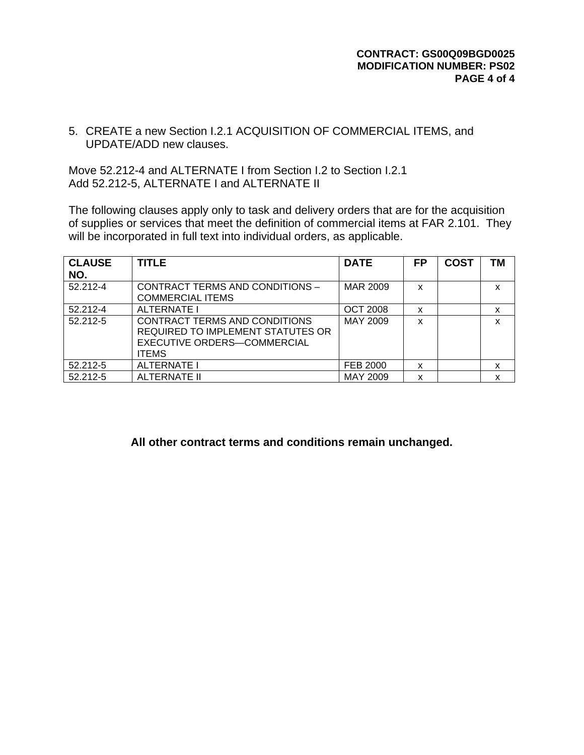5. CREATE a new Section I.2.1 ACQUISITION OF COMMERCIAL ITEMS, and UPDATE/ADD new clauses.

Move 52.212-4 and ALTERNATE I from Section I.2 to Section I.2.1
Add 52.212-5, ALTERNATE I and ALTERNATE II

The following clauses apply only to task and delivery orders that are for the acquisition of supplies or services that meet the definition of commercial items at FAR 2.101. They will be incorporated in full text into individual orders, as applicable.

| CLAUSE NO. | TITLE | DATE | FP | COST | TM |
|---|---|---|---|---|---|
| 52.212-4 | CONTRACT TERMS AND CONDITIONS – COMMERCIAL ITEMS | MAR 2009 | x | | x |
| 52.212-4 | ALTERNATE I | OCT 2008 | x | | x |
| 52.212-5 | CONTRACT TERMS AND CONDITIONS REQUIRED TO IMPLEMENT STATUTES OR EXECUTIVE ORDERS—COMMERCIAL ITEMS | MAY 2009 | x | | x |
| 52.212-5 | ALTERNATE I | FEB 2000 | x | | x |
| 52.212-5 | ALTERNATE II | MAY 2009 | x | | x |

**All other contract terms and conditions remain unchanged.**